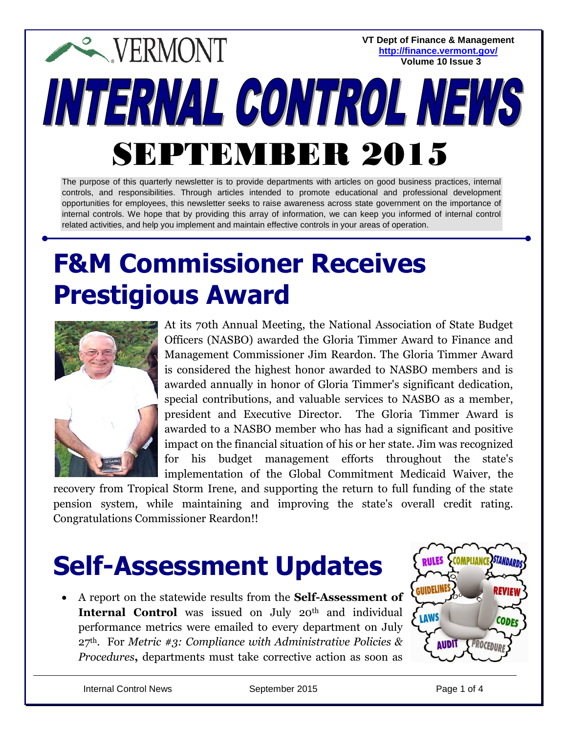VT Dept of Finance & Management
http://finance.vermont.gov/
Volume 10 Issue 3

# INTERNAL CONTROL NEWS

# SEPTEMBER 2015

The purpose of this quarterly newsletter is to provide departments with articles on good business practices, internal controls, and responsibilities. Through articles intended to promote educational and professional development opportunities for employees, this newsletter seeks to raise awareness across state government on the importance of internal controls. We hope that by providing this array of information, we can keep you informed of internal control related activities, and help you implement and maintain effective controls in your areas of operation.

## F&M Commissioner Receives Prestigious Award

At its 70th Annual Meeting, the National Association of State Budget Officers (NASBO) awarded the Gloria Timmer Award to Finance and Management Commissioner Jim Reardon. The Gloria Timmer Award is considered the highest honor awarded to NASBO members and is awarded annually in honor of Gloria Timmer's significant dedication, special contributions, and valuable services to NASBO as a member, president and Executive Director. The Gloria Timmer Award is awarded to a NASBO member who has had a significant and positive impact on the financial situation of his or her state. Jim was recognized for his budget management efforts throughout the state's implementation of the Global Commitment Medicaid Waiver, the recovery from Tropical Storm Irene, and supporting the return to full funding of the state pension system, while maintaining and improving the state's overall credit rating. Congratulations Commissioner Reardon!!

## Self-Assessment Updates

- A report on the statewide results from the **Self-Assessment of Internal Control** was issued on July 20th and individual performance metrics were emailed to every department on July 27th. For *Metric #3: Compliance with Administrative Policies & Procedures*, departments must take corrective action as soon as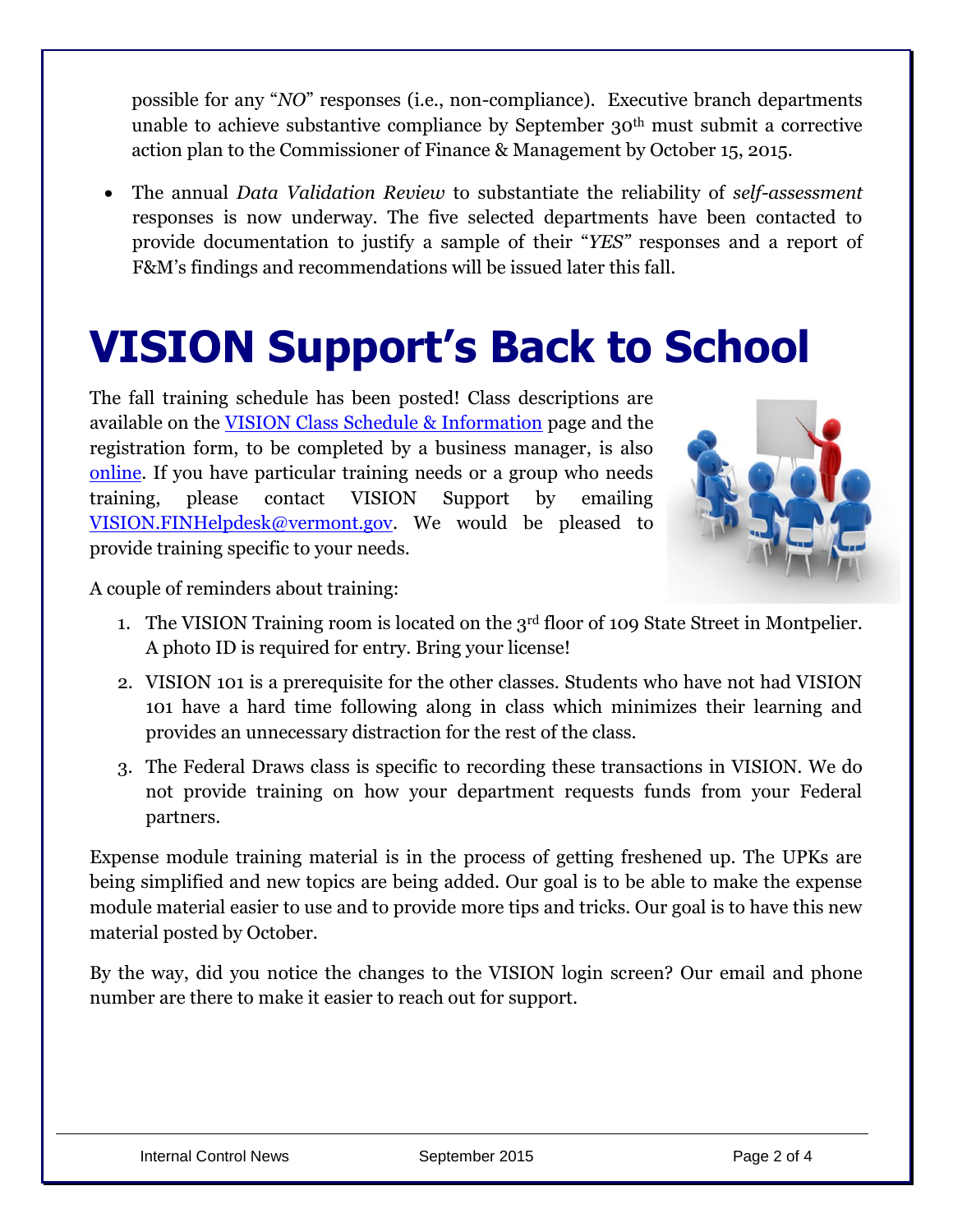possible for any “*NO*” responses (i.e., non-compliance). Executive branch departments unable to achieve substantive compliance by September 30th must submit a corrective action plan to the Commissioner of Finance & Management by October 15, 2015.

- The annual *Data Validation Review* to substantiate the reliability of *self-assessment* responses is now underway. The five selected departments have been contacted to provide documentation to justify a sample of their “*YES*” responses and a report of F&M’s findings and recommendations will be issued later this fall.

# VISION Support’s Back to School

The fall training schedule has been posted! Class descriptions are available on the VISION Class Schedule & Information page and the registration form, to be completed by a business manager, is also online. If you have particular training needs or a group who needs training, please contact VISION Support by emailing VISION.FINHelpdesk@vermont.gov. We would be pleased to provide training specific to your needs.

A couple of reminders about training:

1. The VISION Training room is located on the 3rd floor of 109 State Street in Montpelier. A photo ID is required for entry. Bring your license!
2. VISION 101 is a prerequisite for the other classes. Students who have not had VISION 101 have a hard time following along in class which minimizes their learning and provides an unnecessary distraction for the rest of the class.
3. The Federal Draws class is specific to recording these transactions in VISION. We do not provide training on how your department requests funds from your Federal partners.

Expense module training material is in the process of getting freshened up. The UPKs are being simplified and new topics are being added. Our goal is to be able to make the expense module material easier to use and to provide more tips and tricks. Our goal is to have this new material posted by October.

By the way, did you notice the changes to the VISION login screen? Our email and phone number are there to make it easier to reach out for support.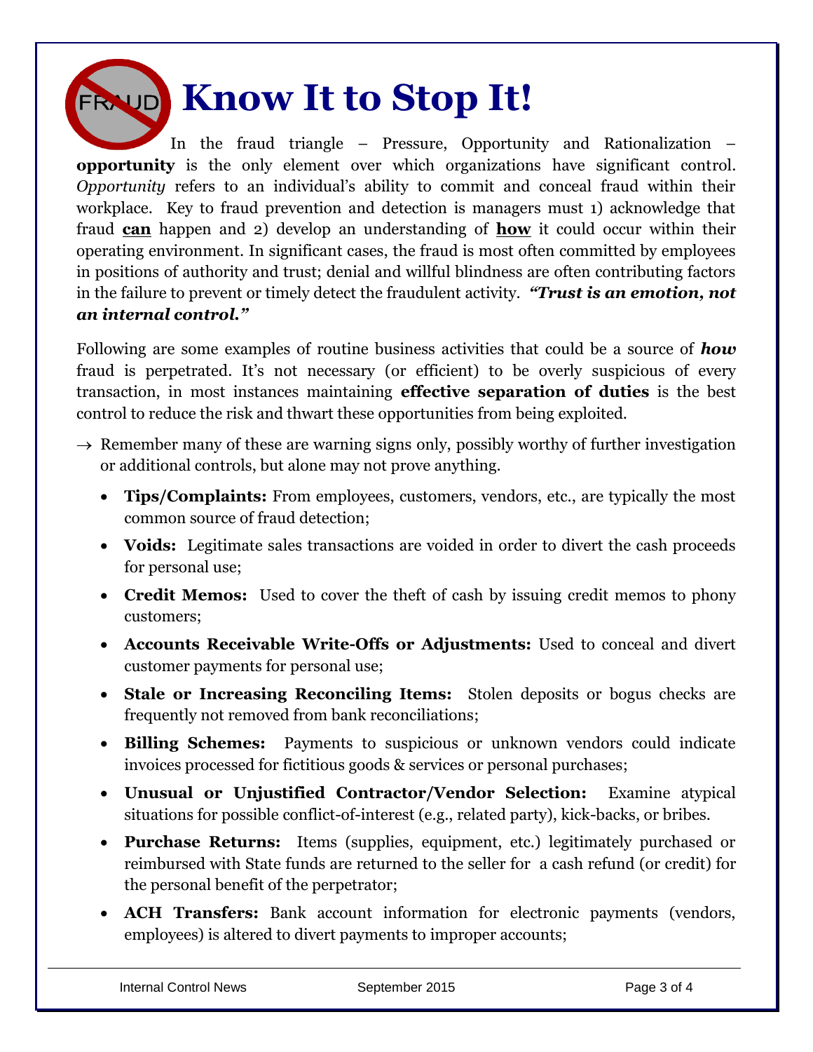# Know It to Stop It!

In the fraud triangle – Pressure, Opportunity and Rationalization – **opportunity** is the only element over which organizations have significant control. *Opportunity* refers to an individual's ability to commit and conceal fraud within their workplace. Key to fraud prevention and detection is managers must 1) acknowledge that fraud **can** happen and 2) develop an understanding of **how** it could occur within their operating environment. In significant cases, the fraud is most often committed by employees in positions of authority and trust; denial and willful blindness are often contributing factors in the failure to prevent or timely detect the fraudulent activity. ***"Trust is an emotion, not an internal control."***

Following are some examples of routine business activities that could be a source of ***how*** fraud is perpetrated. It's not necessary (or efficient) to be overly suspicious of every transaction, in most instances maintaining **effective separation of duties** is the best control to reduce the risk and thwart these opportunities from being exploited.

→ Remember many of these are warning signs only, possibly worthy of further investigation or additional controls, but alone may not prove anything.

- **Tips/Complaints:** From employees, customers, vendors, etc., are typically the most common source of fraud detection;
- **Voids:** Legitimate sales transactions are voided in order to divert the cash proceeds for personal use;
- **Credit Memos:** Used to cover the theft of cash by issuing credit memos to phony customers;
- **Accounts Receivable Write-Offs or Adjustments:** Used to conceal and divert customer payments for personal use;
- **Stale or Increasing Reconciling Items:** Stolen deposits or bogus checks are frequently not removed from bank reconciliations;
- **Billing Schemes:** Payments to suspicious or unknown vendors could indicate invoices processed for fictitious goods & services or personal purchases;
- **Unusual or Unjustified Contractor/Vendor Selection:** Examine atypical situations for possible conflict-of-interest (e.g., related party), kick-backs, or bribes.
- **Purchase Returns:** Items (supplies, equipment, etc.) legitimately purchased or reimbursed with State funds are returned to the seller for a cash refund (or credit) for the personal benefit of the perpetrator;
- **ACH Transfers:** Bank account information for electronic payments (vendors, employees) is altered to divert payments to improper accounts;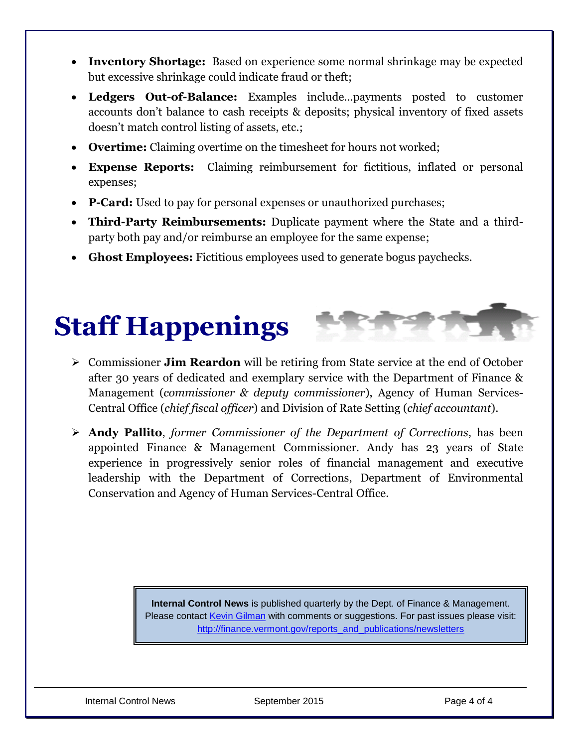- **Inventory Shortage:** Based on experience some normal shrinkage may be expected but excessive shrinkage could indicate fraud or theft;
- **Ledgers Out-of-Balance:** Examples include…payments posted to customer accounts don't balance to cash receipts & deposits; physical inventory of fixed assets doesn't match control listing of assets, etc.;
- **Overtime:** Claiming overtime on the timesheet for hours not worked;
- **Expense Reports:** Claiming reimbursement for fictitious, inflated or personal expenses;
- **P-Card:** Used to pay for personal expenses or unauthorized purchases;
- **Third-Party Reimbursements:** Duplicate payment where the State and a third-party both pay and/or reimburse an employee for the same expense;
- **Ghost Employees:** Fictitious employees used to generate bogus paychecks.

# Staff Happenings

- Commissioner **Jim Reardon** will be retiring from State service at the end of October after 30 years of dedicated and exemplary service with the Department of Finance & Management (*commissioner & deputy commissioner*), Agency of Human Services-Central Office (*chief fiscal officer*) and Division of Rate Setting (*chief accountant*).
- **Andy Pallito**, *former Commissioner of the Department of Corrections*, has been appointed Finance & Management Commissioner. Andy has 23 years of State experience in progressively senior roles of financial management and executive leadership with the Department of Corrections, Department of Environmental Conservation and Agency of Human Services-Central Office.

**Internal Control News** is published quarterly by the Dept. of Finance & Management. Please contact Kevin Gilman with comments or suggestions. For past issues please visit: http://finance.vermont.gov/reports_and_publications/newsletters